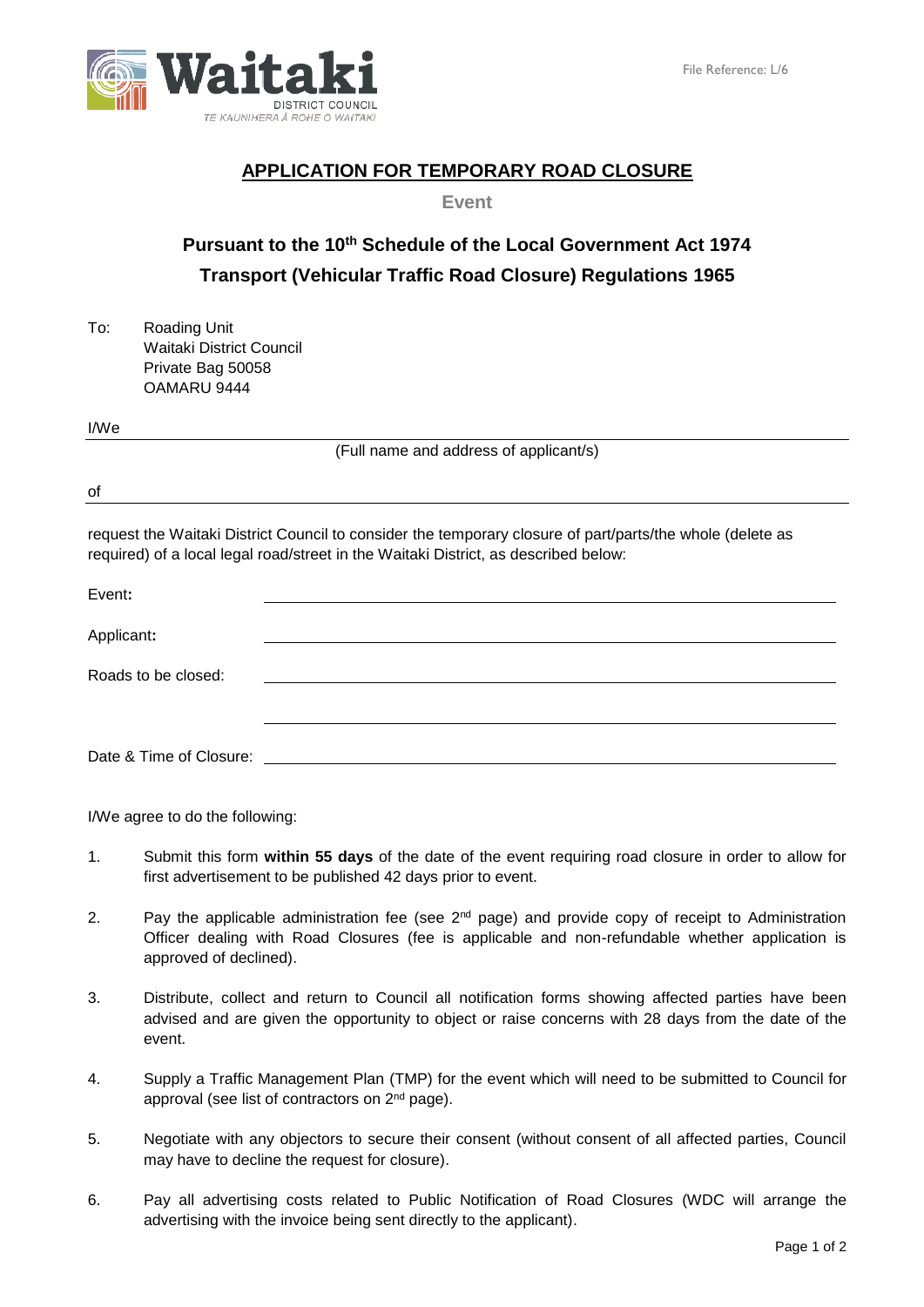Waitaki DISTRICT COUNCIL TE KAUNIHERA Ā ROHE O WAITAKI

File Reference: L/6

# APPLICATION FOR TEMPORARY ROAD CLOSURE

**Event**

## Pursuant to the 10th Schedule of the Local Government Act 1974
## Transport (Vehicular Traffic Road Closure) Regulations 1965

To: Roading Unit
Waitaki District Council
Private Bag 50058
OAMARU 9444

I/We ____________________________________________

(Full name and address of applicant/s)

of ____________________________________________

request the Waitaki District Council to consider the temporary closure of part/parts/the whole (delete as required) of a local legal road/street in the Waitaki District, as described below:

Event: ____________________________________________

Applicant: ____________________________________________

Roads to be closed: ____________________________________________

____________________________________________

Date & Time of Closure: ____________________________________________

I/We agree to do the following:

1. Submit this form **within 55 days** of the date of the event requiring road closure in order to allow for first advertisement to be published 42 days prior to event.
2. Pay the applicable administration fee (see 2nd page) and provide copy of receipt to Administration Officer dealing with Road Closures (fee is applicable and non-refundable whether application is approved of declined).
3. Distribute, collect and return to Council all notification forms showing affected parties have been advised and are given the opportunity to object or raise concerns with 28 days from the date of the event.
4. Supply a Traffic Management Plan (TMP) for the event which will need to be submitted to Council for approval (see list of contractors on 2nd page).
5. Negotiate with any objectors to secure their consent (without consent of all affected parties, Council may have to decline the request for closure).
6. Pay all advertising costs related to Public Notification of Road Closures (WDC will arrange the advertising with the invoice being sent directly to the applicant).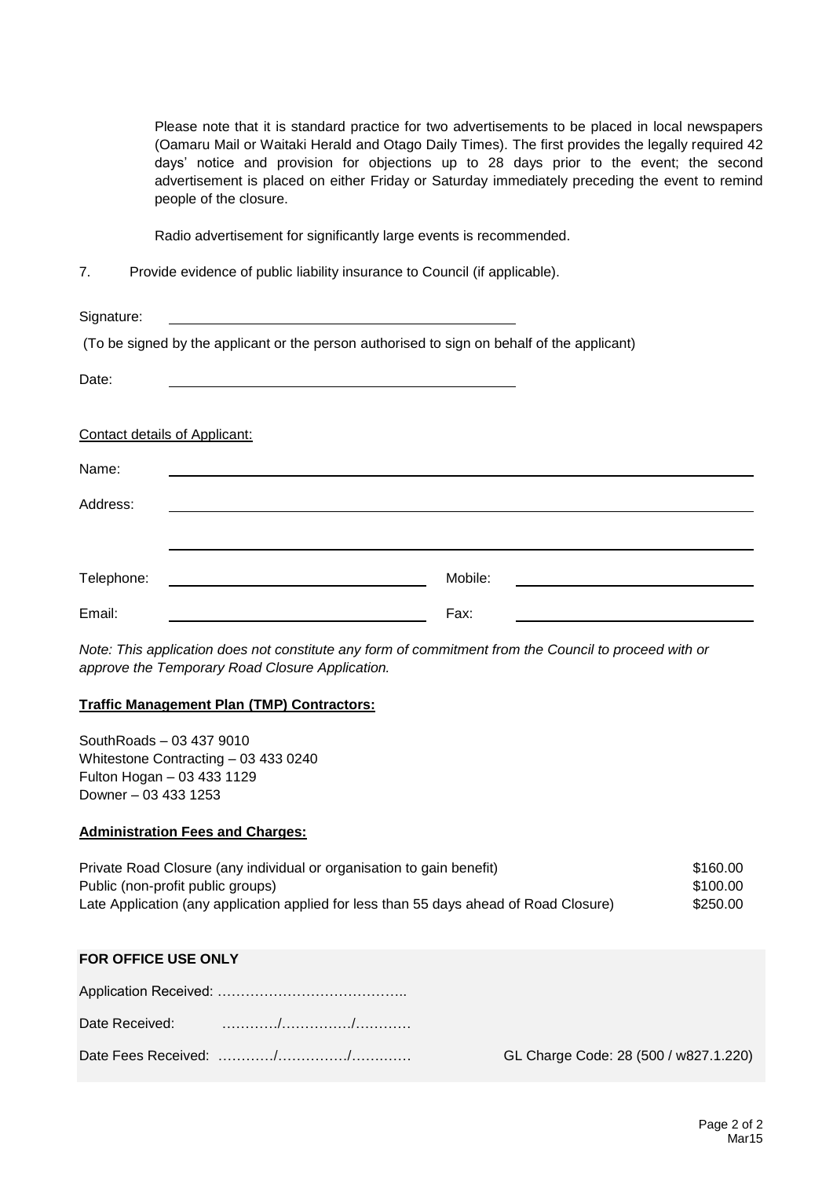Please note that it is standard practice for two advertisements to be placed in local newspapers (Oamaru Mail or Waitaki Herald and Otago Daily Times). The first provides the legally required 42 days' notice and provision for objections up to 28 days prior to the event; the second advertisement is placed on either Friday or Saturday immediately preceding the event to remind people of the closure.

Radio advertisement for significantly large events is recommended.

7. Provide evidence of public liability insurance to Council (if applicable).

Signature: ____________________________________________

(To be signed by the applicant or the person authorised to sign on behalf of the applicant)

Date: ____________________________________________

Contact details of Applicant:

Name: ____________________________________________________________________________

Address: ____________________________________________________________________________

____________________________________________________________________________

Telephone: ______________________________ Mobile: ______________________________

Email: ______________________________ Fax: ______________________________

*Note: This application does not constitute any form of commitment from the Council to proceed with or approve the Temporary Road Closure Application.*

**Traffic Management Plan (TMP) Contractors:**

SouthRoads – 03 437 9010
Whitestone Contracting – 03 433 0240
Fulton Hogan – 03 433 1129
Downer – 03 433 1253

**Administration Fees and Charges:**

| | |
|---|---|
| Private Road Closure (any individual or organisation to gain benefit) | $160.00 |
| Public (non-profit public groups) | $100.00 |
| Late Application (any application applied for less than 55 days ahead of Road Closure) | $250.00 |

**FOR OFFICE USE ONLY**

Application Received: …………………………………..

Date Received: …………/……………/…………

Date Fees Received: …………/……………/…….……

GL Charge Code: 28 (500 / w827.1.220)